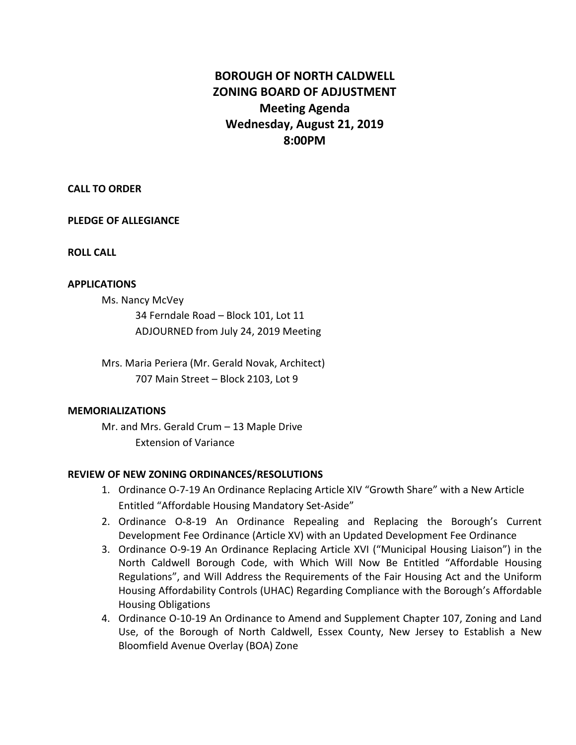# BOROUGH OF NORTH CALDWELL
# ZONING BOARD OF ADJUSTMENT
## Meeting Agenda
## Wednesday, August 21, 2019
## 8:00PM

**CALL TO ORDER**

**PLEDGE OF ALLEGIANCE**

**ROLL CALL**

**APPLICATIONS**

Ms. Nancy McVey
34 Ferndale Road – Block 101, Lot 11
ADJOURNED from July 24, 2019 Meeting

Mrs. Maria Periera (Mr. Gerald Novak, Architect)
707 Main Street – Block 2103, Lot 9

**MEMORIALIZATIONS**

Mr. and Mrs. Gerald Crum – 13 Maple Drive
Extension of Variance

**REVIEW OF NEW ZONING ORDINANCES/RESOLUTIONS**

1. Ordinance O-7-19 An Ordinance Replacing Article XIV "Growth Share" with a New Article Entitled "Affordable Housing Mandatory Set-Aside"
2. Ordinance O-8-19 An Ordinance Repealing and Replacing the Borough's Current Development Fee Ordinance (Article XV) with an Updated Development Fee Ordinance
3. Ordinance O-9-19 An Ordinance Replacing Article XVI ("Municipal Housing Liaison") in the North Caldwell Borough Code, with Which Will Now Be Entitled "Affordable Housing Regulations", and Will Address the Requirements of the Fair Housing Act and the Uniform Housing Affordability Controls (UHAC) Regarding Compliance with the Borough's Affordable Housing Obligations
4. Ordinance O-10-19 An Ordinance to Amend and Supplement Chapter 107, Zoning and Land Use, of the Borough of North Caldwell, Essex County, New Jersey to Establish a New Bloomfield Avenue Overlay (BOA) Zone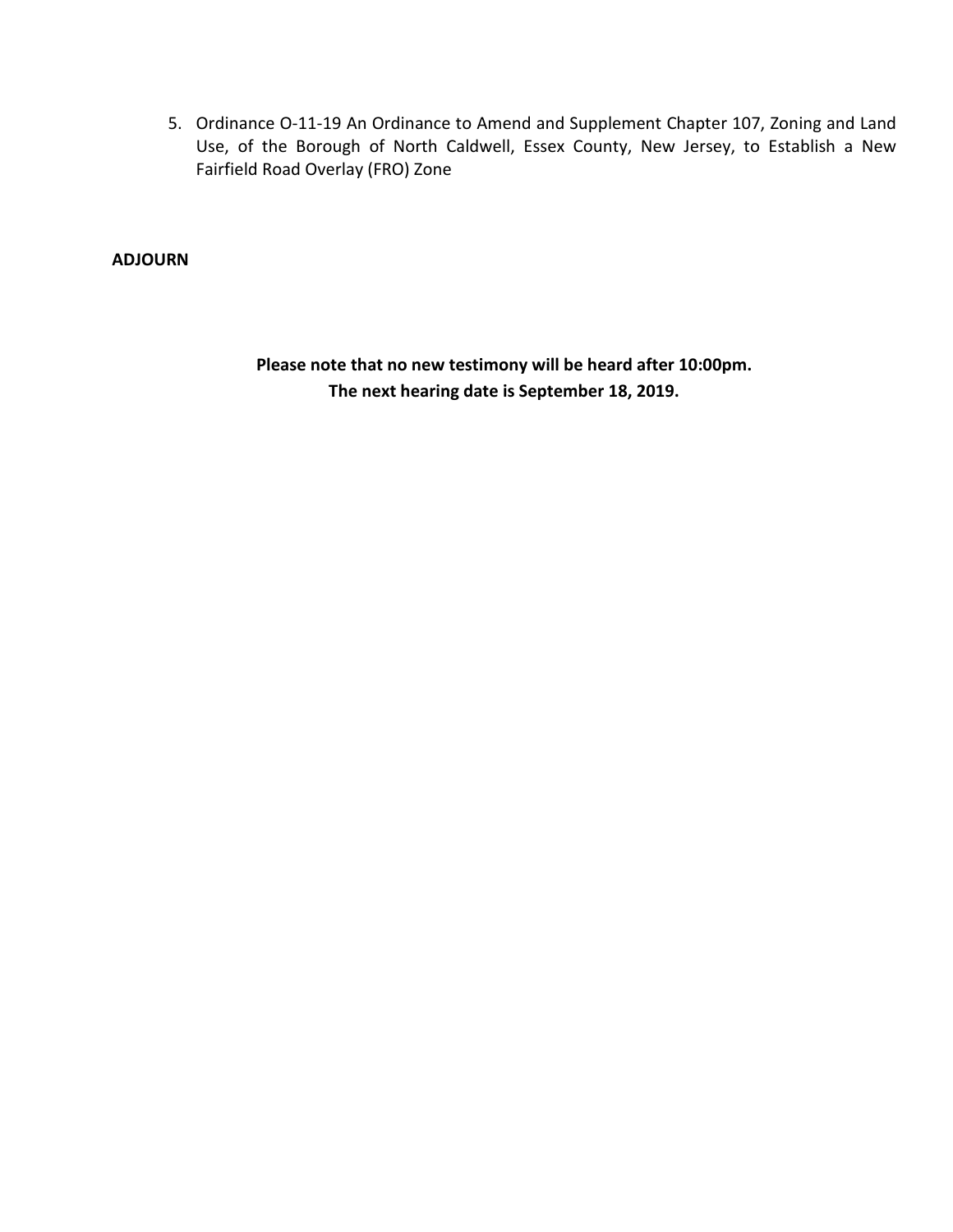5. Ordinance O-11-19 An Ordinance to Amend and Supplement Chapter 107, Zoning and Land Use, of the Borough of North Caldwell, Essex County, New Jersey, to Establish a New Fairfield Road Overlay (FRO) Zone

**ADJOURN**

**Please note that no new testimony will be heard after 10:00pm.**
**The next hearing date is September 18, 2019.**